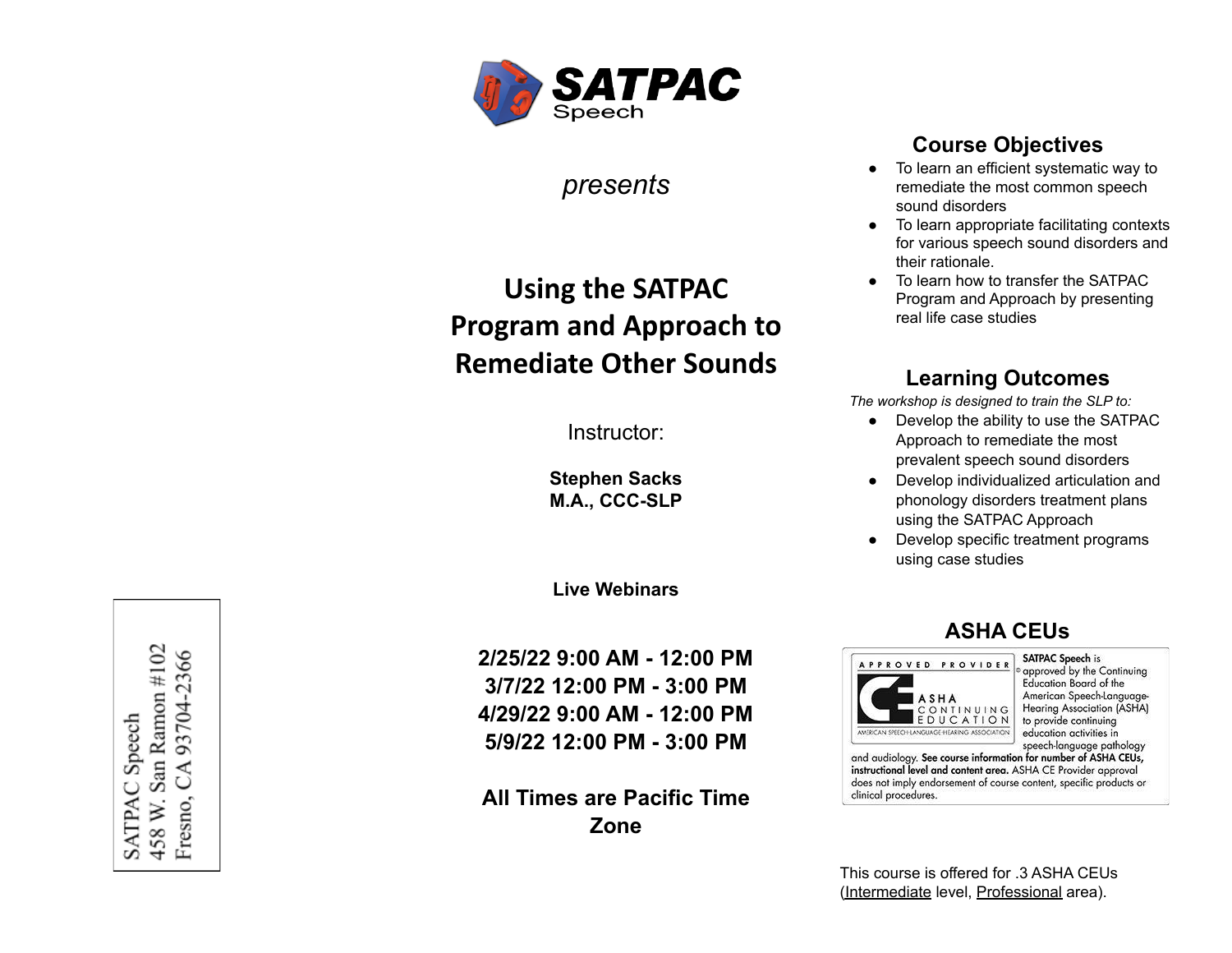SATPAC Speech
458 W. San Ramon #102
Fresno, CA 93704-2366

**SATPAC**
Speech

*presents*

# Using the SATPAC Program and Approach to Remediate Other Sounds

Instructor:

**Stephen Sacks**
**M.A., CCC-SLP**

**Live Webinars**

**2/25/22 9:00 AM - 12:00 PM**
**3/7/22 12:00 PM - 3:00 PM**
**4/29/22 9:00 AM - 12:00 PM**
**5/9/22 12:00 PM - 3:00 PM**

**All Times are Pacific Time Zone**

## Course Objectives

- To learn an efficient systematic way to remediate the most common speech sound disorders
- To learn appropriate facilitating contexts for various speech sound disorders and their rationale.
- To learn how to transfer the SATPAC Program and Approach by presenting real life case studies

## Learning Outcomes

*The workshop is designed to train the SLP to:*

- Develop the ability to use the SATPAC Approach to remediate the most prevalent speech sound disorders
- Develop individualized articulation and phonology disorders treatment plans using the SATPAC Approach
- Develop specific treatment programs using case studies

## ASHA CEUs

APPROVED PROVIDER
ASHA CONTINUING EDUCATION
AMERICAN SPEECH-LANGUAGE-HEARING ASSOCIATION

**SATPAC Speech** is approved by the Continuing Education Board of the American Speech-Language-Hearing Association (ASHA) to provide continuing education activities in speech-language pathology and audiology. **See course information for number of ASHA CEUs, instructional level and content area.** ASHA CE Provider approval does not imply endorsement of course content, specific products or clinical procedures.

This course is offered for .3 ASHA CEUs (Intermediate level, Professional area).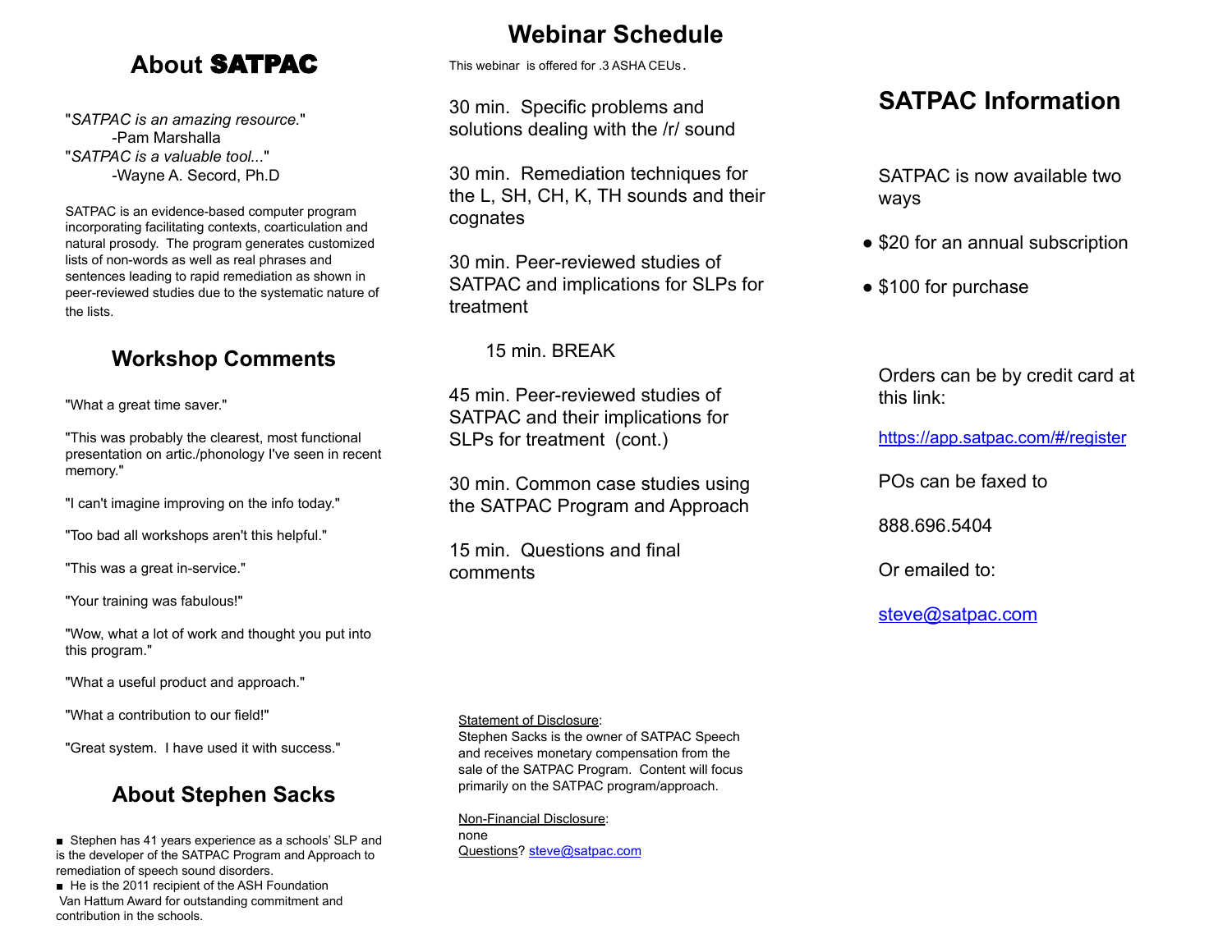## About SATPAC

"*SATPAC is an amazing resource.*"
-Pam Marshalla
"*SATPAC is a valuable tool...*"
-Wayne A. Secord, Ph.D

SATPAC is an evidence-based computer program incorporating facilitating contexts, coarticulation and natural prosody. The program generates customized lists of non-words as well as real phrases and sentences leading to rapid remediation as shown in peer-reviewed studies due to the systematic nature of the lists.

## Workshop Comments

"What a great time saver."

"This was probably the clearest, most functional presentation on artic./phonology I've seen in recent memory."

"I can't imagine improving on the info today."

"Too bad all workshops aren't this helpful."

"This was a great in-service."

"Your training was fabulous!"

"Wow, what a lot of work and thought you put into this program."

"What a useful product and approach."

"What a contribution to our field!"

"Great system. I have used it with success."

## About Stephen Sacks

- Stephen has 41 years experience as a schools' SLP and is the developer of the SATPAC Program and Approach to remediation of speech sound disorders.
- He is the 2011 recipient of the ASH Foundation Van Hattum Award for outstanding commitment and contribution in the schools.

## Webinar Schedule

This webinar is offered for .3 ASHA CEUs.

30 min. Specific problems and solutions dealing with the /r/ sound

30 min. Remediation techniques for the L, SH, CH, K, TH sounds and their cognates

30 min. Peer-reviewed studies of SATPAC and implications for SLPs for treatment

15 min. BREAK

45 min. Peer-reviewed studies of SATPAC and their implications for SLPs for treatment (cont.)

30 min. Common case studies using the SATPAC Program and Approach

15 min. Questions and final comments

Statement of Disclosure:
Stephen Sacks is the owner of SATPAC Speech and receives monetary compensation from the sale of the SATPAC Program. Content will focus primarily on the SATPAC program/approach.

Non-Financial Disclosure:
none
Questions? steve@satpac.com

## SATPAC Information

SATPAC is now available two ways

- $20 for an annual subscription
- $100 for purchase

Orders can be by credit card at this link:

https://app.satpac.com/#/register

POs can be faxed to

888.696.5404

Or emailed to:

steve@satpac.com